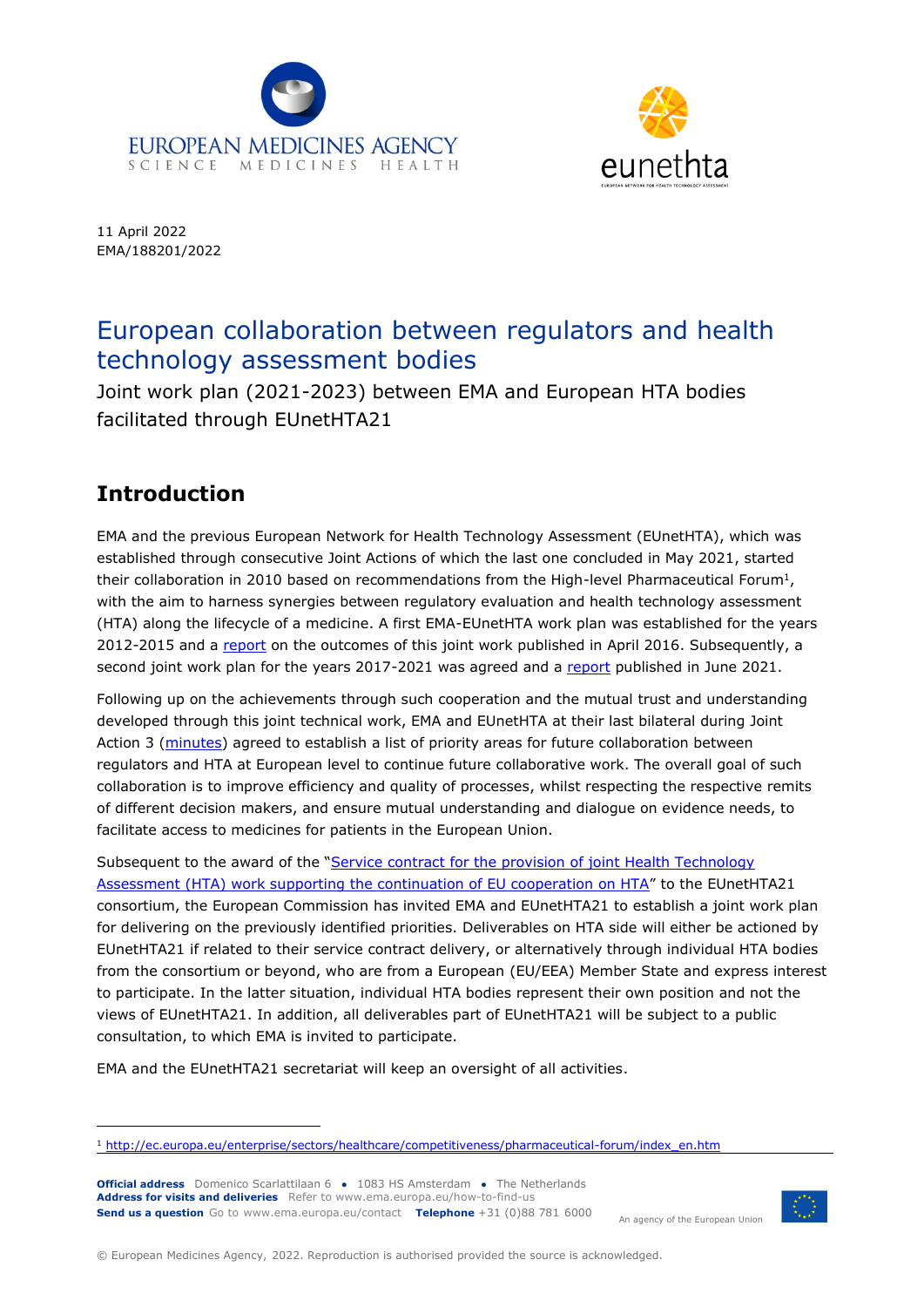11 April 2022
EMA/188201/2022

# European collaboration between regulators and health technology assessment bodies

Joint work plan (2021-2023) between EMA and European HTA bodies facilitated through EUnetHTA21

## Introduction

EMA and the previous European Network for Health Technology Assessment (EUnetHTA), which was established through consecutive Joint Actions of which the last one concluded in May 2021, started their collaboration in 2010 based on recommendations from the High-level Pharmaceutical Forum[1], with the aim to harness synergies between regulatory evaluation and health technology assessment (HTA) along the lifecycle of a medicine. A first EMA-EUnetHTA work plan was established for the years 2012-2015 and a report on the outcomes of this joint work published in April 2016. Subsequently, a second joint work plan for the years 2017-2021 was agreed and a report published in June 2021.

Following up on the achievements through such cooperation and the mutual trust and understanding developed through this joint technical work, EMA and EUnetHTA at their last bilateral during Joint Action 3 (minutes) agreed to establish a list of priority areas for future collaboration between regulators and HTA at European level to continue future collaborative work. The overall goal of such collaboration is to improve efficiency and quality of processes, whilst respecting the respective remits of different decision makers, and ensure mutual understanding and dialogue on evidence needs, to facilitate access to medicines for patients in the European Union.

Subsequent to the award of the "Service contract for the provision of joint Health Technology Assessment (HTA) work supporting the continuation of EU cooperation on HTA" to the EUnetHTA21 consortium, the European Commission has invited EMA and EUnetHTA21 to establish a joint work plan for delivering on the previously identified priorities. Deliverables on HTA side will either be actioned by EUnetHTA21 if related to their service contract delivery, or alternatively through individual HTA bodies from the consortium or beyond, who are from a European (EU/EEA) Member State and express interest to participate. In the latter situation, individual HTA bodies represent their own position and not the views of EUnetHTA21. In addition, all deliverables part of EUnetHTA21 will be subject to a public consultation, to which EMA is invited to participate.

EMA and the EUnetHTA21 secretariat will keep an oversight of all activities.

[1] http://ec.europa.eu/enterprise/sectors/healthcare/competitiveness/pharmaceutical-forum/index_en.htm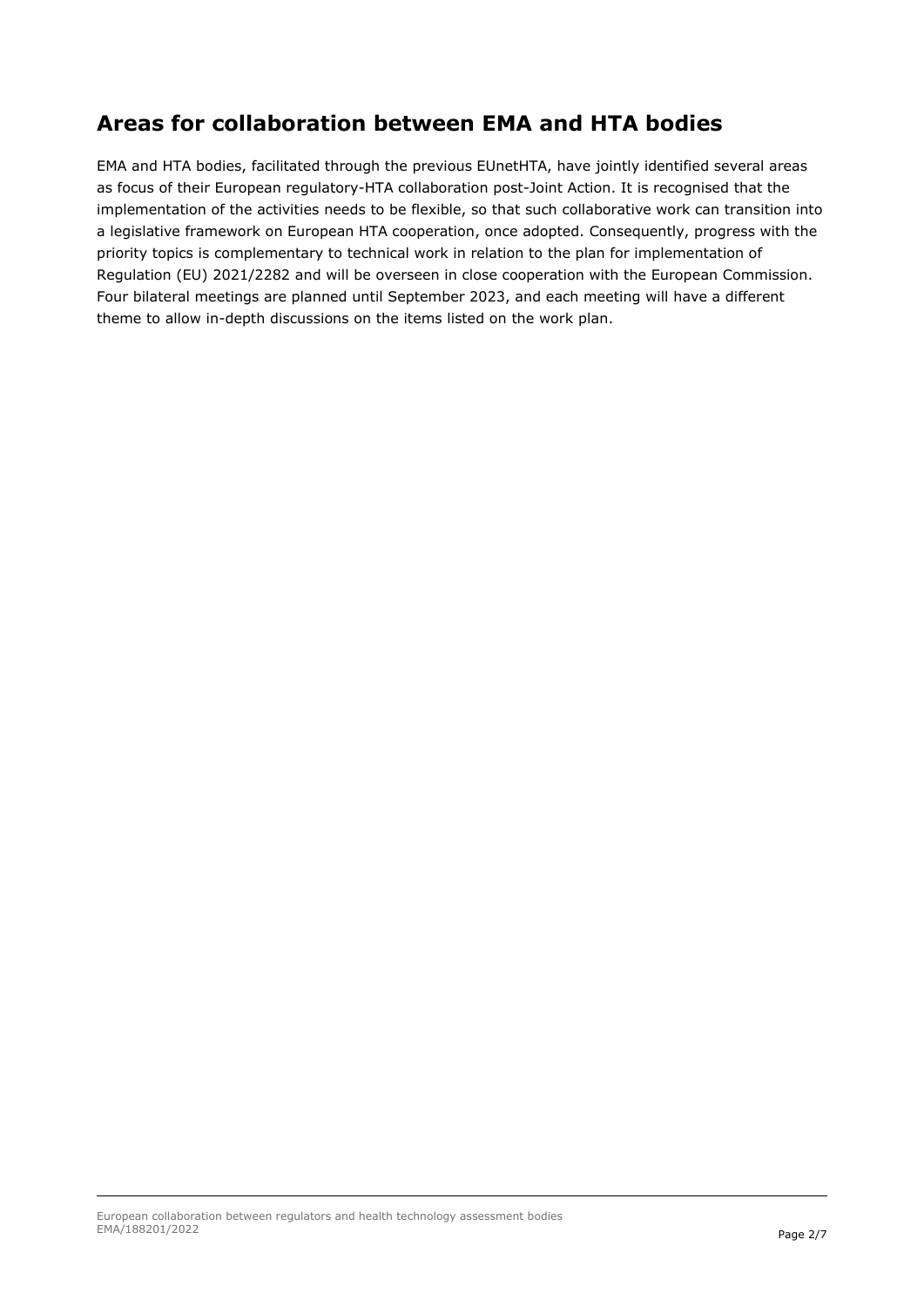## Areas for collaboration between EMA and HTA bodies

EMA and HTA bodies, facilitated through the previous EUnetHTA, have jointly identified several areas as focus of their European regulatory-HTA collaboration post-Joint Action. It is recognised that the implementation of the activities needs to be flexible, so that such collaborative work can transition into a legislative framework on European HTA cooperation, once adopted. Consequently, progress with the priority topics is complementary to technical work in relation to the plan for implementation of Regulation (EU) 2021/2282 and will be overseen in close cooperation with the European Commission. Four bilateral meetings are planned until September 2023, and each meeting will have a different theme to allow in-depth discussions on the items listed on the work plan.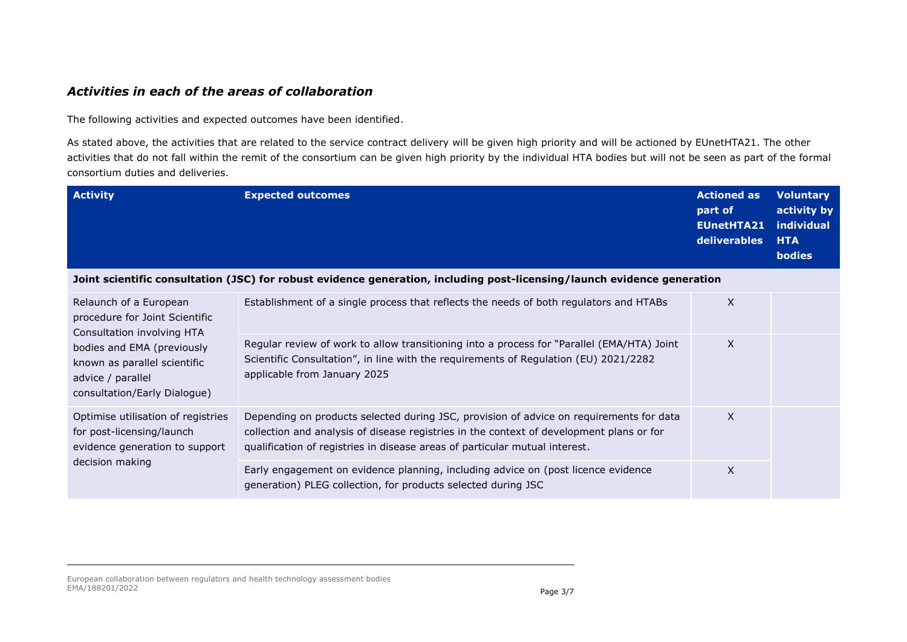### *Activities in each of the areas of collaboration*

The following activities and expected outcomes have been identified.

As stated above, the activities that are related to the service contract delivery will be given high priority and will be actioned by EUnetHTA21. The other activities that do not fall within the remit of the consortium can be given high priority by the individual HTA bodies but will not be seen as part of the formal consortium duties and deliveries.

| Activity | Expected outcomes | Actioned as part of EUnetHTA21 deliverables | Voluntary activity by individual HTA bodies |
|---|---|---|---|
| **Joint scientific consultation (JSC) for robust evidence generation, including post-licensing/launch evidence generation** | | | |
| Relaunch of a European procedure for Joint Scientific Consultation involving HTA bodies and EMA (previously known as parallel scientific advice / parallel consultation/Early Dialogue) | Establishment of a single process that reflects the needs of both regulators and HTABs | X | |
| | Regular review of work to allow transitioning into a process for "Parallel (EMA/HTA) Joint Scientific Consultation", in line with the requirements of Regulation (EU) 2021/2282 applicable from January 2025 | X | |
| Optimise utilisation of registries for post-licensing/launch evidence generation to support decision making | Depending on products selected during JSC, provision of advice on requirements for data collection and analysis of disease registries in the context of development plans or for qualification of registries in disease areas of particular mutual interest. | X | |
| | Early engagement on evidence planning, including advice on (post licence evidence generation) PLEG collection, for products selected during JSC | X | |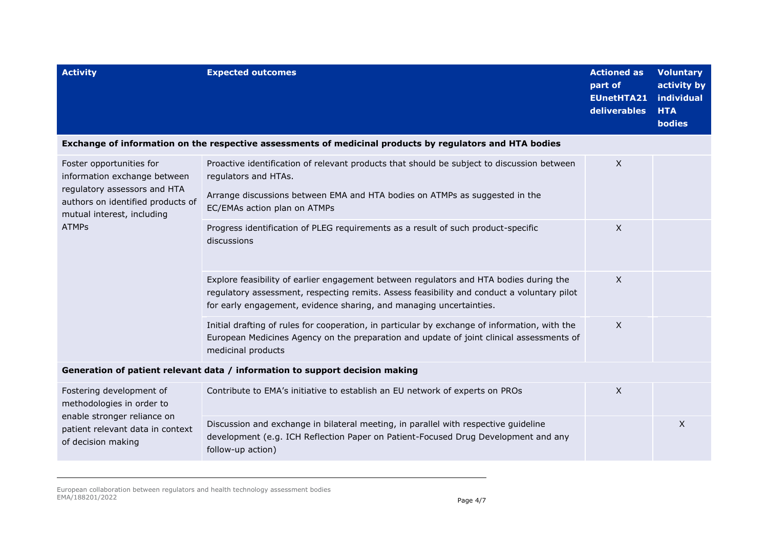| Activity | Expected outcomes | Actioned as part of EUnetHTA21 deliverables | Voluntary activity by individual HTA bodies |
|---|---|---|---|
| **Exchange of information on the respective assessments of medicinal products by regulators and HTA bodies** | | | |
| Foster opportunities for information exchange between regulatory assessors and HTA authors on identified products of mutual interest, including ATMPs | Proactive identification of relevant products that should be subject to discussion between regulators and HTAs. Arrange discussions between EMA and HTA bodies on ATMPs as suggested in the EC/EMAs action plan on ATMPs | X | |
| | Progress identification of PLEG requirements as a result of such product-specific discussions | X | |
| | Explore feasibility of earlier engagement between regulators and HTA bodies during the regulatory assessment, respecting remits. Assess feasibility and conduct a voluntary pilot for early engagement, evidence sharing, and managing uncertainties. | X | |
| | Initial drafting of rules for cooperation, in particular by exchange of information, with the European Medicines Agency on the preparation and update of joint clinical assessments of medicinal products | X | |
| **Generation of patient relevant data / information to support decision making** | | | |
| Fostering development of methodologies in order to enable stronger reliance on patient relevant data in context of decision making | Contribute to EMA's initiative to establish an EU network of experts on PROs | X | |
| | Discussion and exchange in bilateral meeting, in parallel with respective guideline development (e.g. ICH Reflection Paper on Patient-Focused Drug Development and any follow-up action) | | X |

European collaboration between regulators and health technology assessment bodies
EMA/188201/2022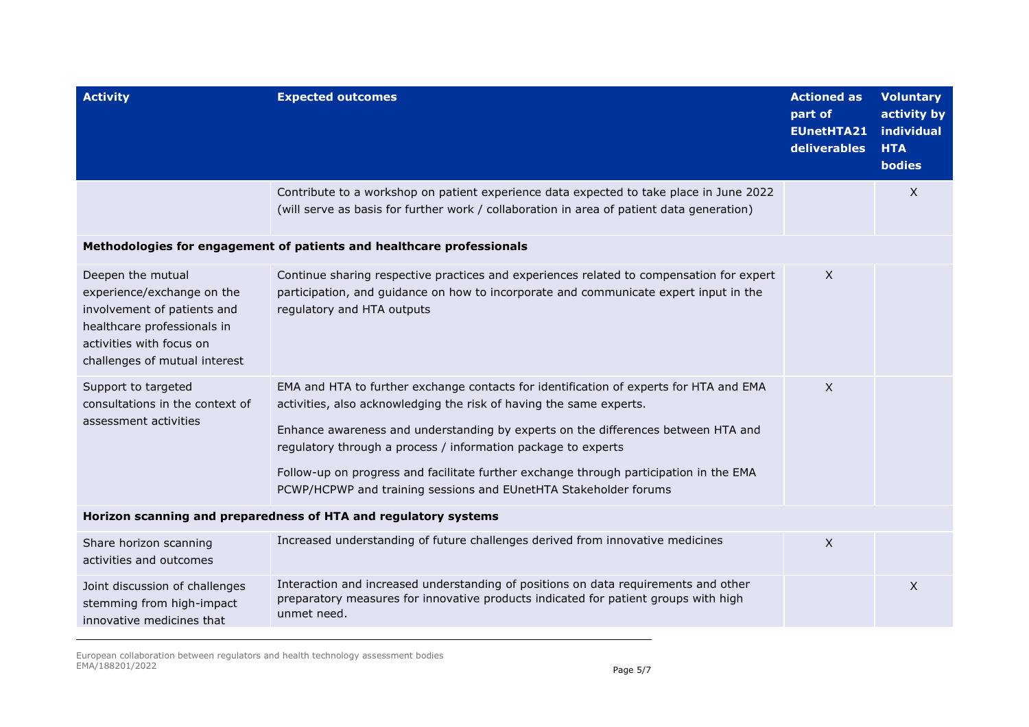| Activity | Expected outcomes | Actioned as part of EUnetHTA21 deliverables | Voluntary activity by individual HTA bodies |
|---|---|---|---|
| | Contribute to a workshop on patient experience data expected to take place in June 2022 (will serve as basis for further work / collaboration in area of patient data generation) | | X |
| **Methodologies for engagement of patients and healthcare professionals** | | | |
| Deepen the mutual experience/exchange on the involvement of patients and healthcare professionals in activities with focus on challenges of mutual interest | Continue sharing respective practices and experiences related to compensation for expert participation, and guidance on how to incorporate and communicate expert input in the regulatory and HTA outputs | X | |
| Support to targeted consultations in the context of assessment activities | EMA and HTA to further exchange contacts for identification of experts for HTA and EMA activities, also acknowledging the risk of having the same experts.<br><br>Enhance awareness and understanding by experts on the differences between HTA and regulatory through a process / information package to experts<br><br>Follow-up on progress and facilitate further exchange through participation in the EMA PCWP/HCPWP and training sessions and EUnetHTA Stakeholder forums | X | |
| **Horizon scanning and preparedness of HTA and regulatory systems** | | | |
| Share horizon scanning activities and outcomes | Increased understanding of future challenges derived from innovative medicines | X | |
| Joint discussion of challenges stemming from high-impact innovative medicines that | Interaction and increased understanding of positions on data requirements and other preparatory measures for innovative products indicated for patient groups with high unmet need. | | X |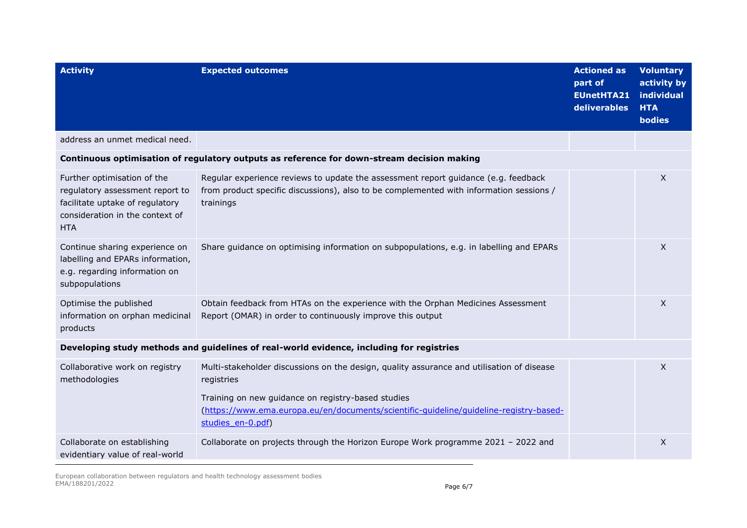| Activity | Expected outcomes | Actioned as part of EUnetHTA21 deliverables | Voluntary activity by individual HTA bodies |
| --- | --- | --- | --- |
| address an unmet medical need. | | | |
| **Continuous optimisation of regulatory outputs as reference for down-stream decision making** | | | |
| Further optimisation of the regulatory assessment report to facilitate uptake of regulatory consideration in the context of HTA | Regular experience reviews to update the assessment report guidance (e.g. feedback from product specific discussions), also to be complemented with information sessions / trainings | | X |
| Continue sharing experience on labelling and EPARs information, e.g. regarding information on subpopulations | Share guidance on optimising information on subpopulations, e.g. in labelling and EPARs | | X |
| Optimise the published information on orphan medicinal products | Obtain feedback from HTAs on the experience with the Orphan Medicines Assessment Report (OMAR) in order to continuously improve this output | | X |
| **Developing study methods and guidelines of real-world evidence, including for registries** | | | |
| Collaborative work on registry methodologies | Multi-stakeholder discussions on the design, quality assurance and utilisation of disease registries<br><br>Training on new guidance on registry-based studies (https://www.ema.europa.eu/en/documents/scientific-guideline/guideline-registry-based-studies_en-0.pdf) | | X |
| Collaborate on establishing evidentiary value of real-world | Collaborate on projects through the Horizon Europe Work programme 2021 – 2022 and | | X |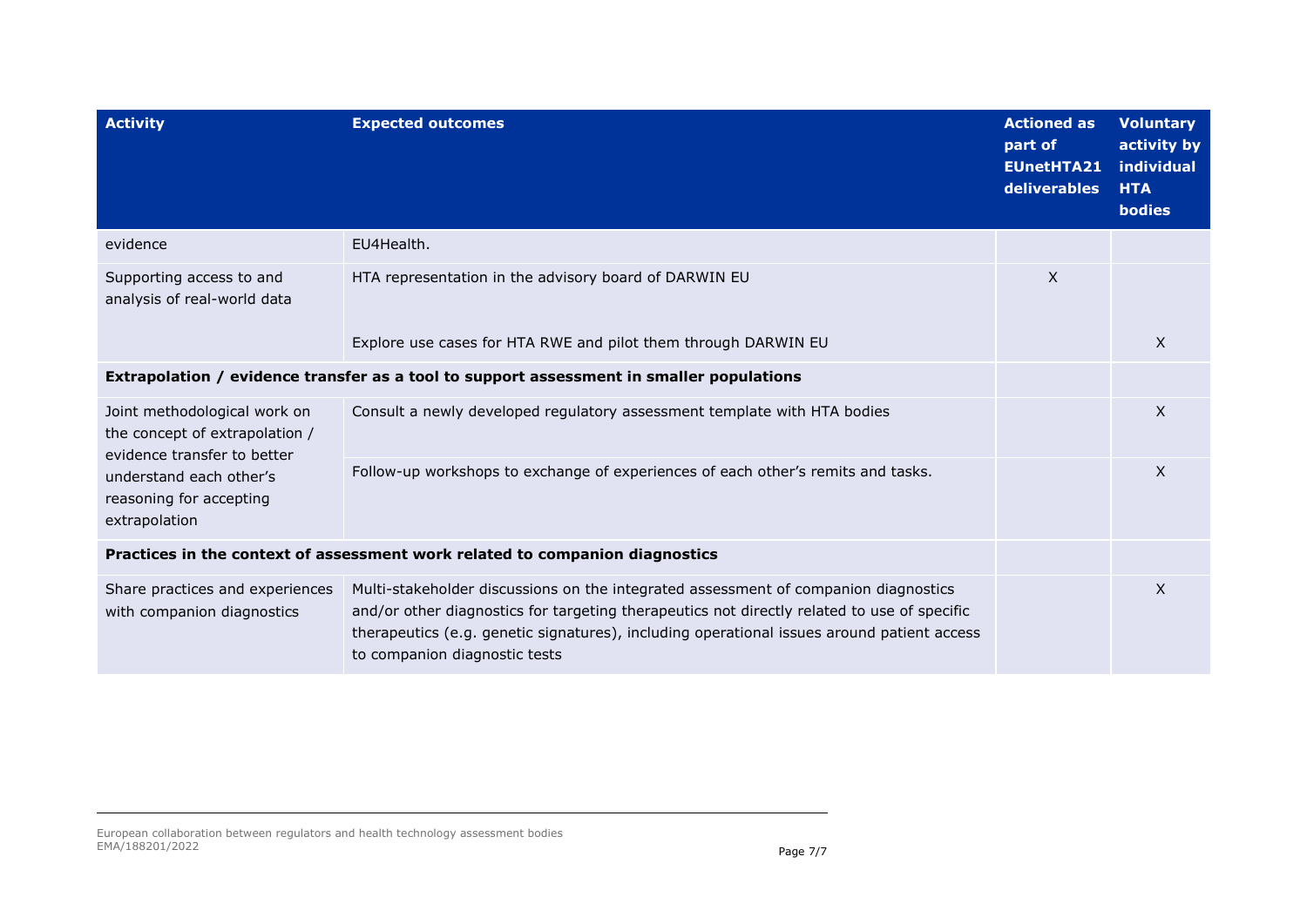| Activity | Expected outcomes | Actioned as part of EUnetHTA21 deliverables | Voluntary activity by individual HTA bodies |
|---|---|---|---|
| evidence | EU4Health. | | |
| Supporting access to and analysis of real-world data | HTA representation in the advisory board of DARWIN EU | X | |
| | Explore use cases for HTA RWE and pilot them through DARWIN EU | | X |
| **Extrapolation / evidence transfer as a tool to support assessment in smaller populations** | | | |
| Joint methodological work on the concept of extrapolation / evidence transfer to better understand each other's reasoning for accepting extrapolation | Consult a newly developed regulatory assessment template with HTA bodies | | X |
| | Follow-up workshops to exchange of experiences of each other's remits and tasks. | | X |
| **Practices in the context of assessment work related to companion diagnostics** | | | |
| Share practices and experiences with companion diagnostics | Multi-stakeholder discussions on the integrated assessment of companion diagnostics and/or other diagnostics for targeting therapeutics not directly related to use of specific therapeutics (e.g. genetic signatures), including operational issues around patient access to companion diagnostic tests | | X |